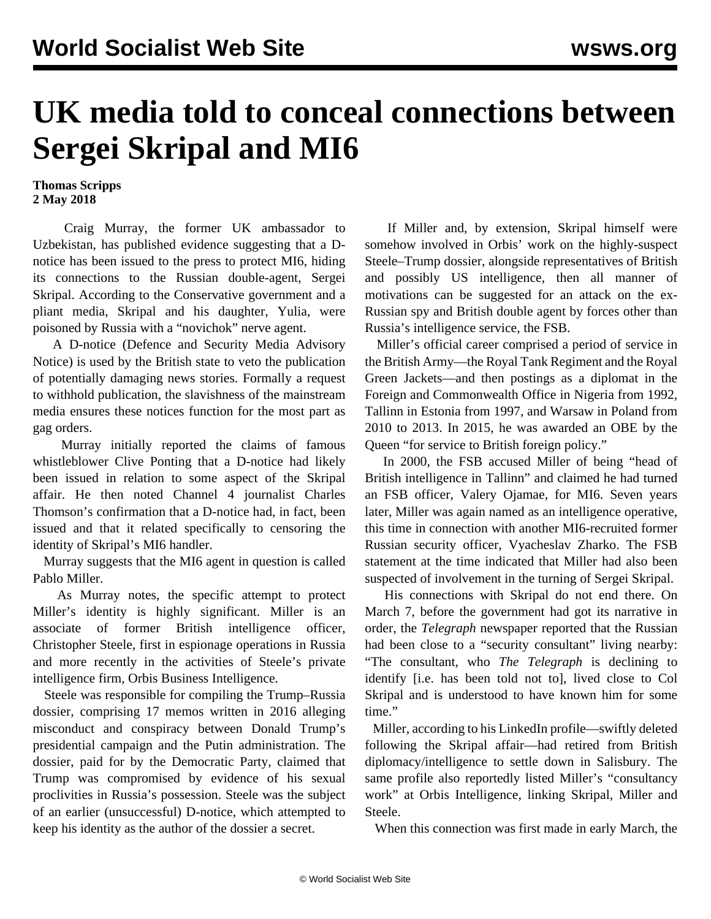# UK media told to conceal connections between Sergei Skripal and MI6

**Thomas Scripps**
**2 May 2018**

Craig Murray, the former UK ambassador to Uzbekistan, has published evidence suggesting that a D-notice has been issued to the press to protect MI6, hiding its connections to the Russian double-agent, Sergei Skripal. According to the Conservative government and a pliant media, Skripal and his daughter, Yulia, were poisoned by Russia with a "novichok" nerve agent.

A D-notice (Defence and Security Media Advisory Notice) is used by the British state to veto the publication of potentially damaging news stories. Formally a request to withhold publication, the slavishness of the mainstream media ensures these notices function for the most part as gag orders.

Murray initially reported the claims of famous whistleblower Clive Ponting that a D-notice had likely been issued in relation to some aspect of the Skripal affair. He then noted Channel 4 journalist Charles Thomson's confirmation that a D-notice had, in fact, been issued and that it related specifically to censoring the identity of Skripal's MI6 handler.

Murray suggests that the MI6 agent in question is called Pablo Miller.

As Murray notes, the specific attempt to protect Miller's identity is highly significant. Miller is an associate of former British intelligence officer, Christopher Steele, first in espionage operations in Russia and more recently in the activities of Steele's private intelligence firm, Orbis Business Intelligence.

Steele was responsible for compiling the Trump–Russia dossier, comprising 17 memos written in 2016 alleging misconduct and conspiracy between Donald Trump's presidential campaign and the Putin administration. The dossier, paid for by the Democratic Party, claimed that Trump was compromised by evidence of his sexual proclivities in Russia's possession. Steele was the subject of an earlier (unsuccessful) D-notice, which attempted to keep his identity as the author of the dossier a secret.

If Miller and, by extension, Skripal himself were somehow involved in Orbis' work on the highly-suspect Steele–Trump dossier, alongside representatives of British and possibly US intelligence, then all manner of motivations can be suggested for an attack on the ex-Russian spy and British double agent by forces other than Russia's intelligence service, the FSB.

Miller's official career comprised a period of service in the British Army—the Royal Tank Regiment and the Royal Green Jackets—and then postings as a diplomat in the Foreign and Commonwealth Office in Nigeria from 1992, Tallinn in Estonia from 1997, and Warsaw in Poland from 2010 to 2013. In 2015, he was awarded an OBE by the Queen "for service to British foreign policy."

In 2000, the FSB accused Miller of being "head of British intelligence in Tallinn" and claimed he had turned an FSB officer, Valery Ojamae, for MI6. Seven years later, Miller was again named as an intelligence operative, this time in connection with another MI6-recruited former Russian security officer, Vyacheslav Zharko. The FSB statement at the time indicated that Miller had also been suspected of involvement in the turning of Sergei Skripal.

His connections with Skripal do not end there. On March 7, before the government had got its narrative in order, the *Telegraph* newspaper reported that the Russian had been close to a "security consultant" living nearby: "The consultant, who *The Telegraph* is declining to identify [i.e. has been told not to], lived close to Col Skripal and is understood to have known him for some time."

Miller, according to his LinkedIn profile—swiftly deleted following the Skripal affair—had retired from British diplomacy/intelligence to settle down in Salisbury. The same profile also reportedly listed Miller's "consultancy work" at Orbis Intelligence, linking Skripal, Miller and Steele.

When this connection was first made in early March, the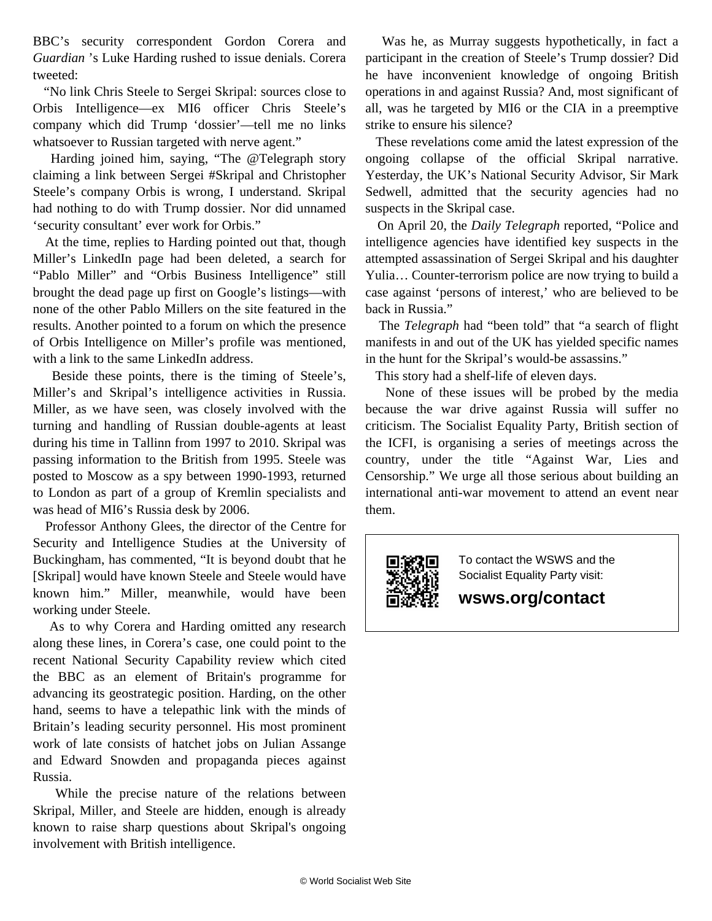BBC's security correspondent Gordon Corera and *Guardian* 's Luke Harding rushed to issue denials. Corera tweeted:

"No link Chris Steele to Sergei Skripal: sources close to Orbis Intelligence—ex MI6 officer Chris Steele's company which did Trump 'dossier'—tell me no links whatsoever to Russian targeted with nerve agent."

Harding joined him, saying, "The @Telegraph story claiming a link between Sergei #Skripal and Christopher Steele's company Orbis is wrong, I understand. Skripal had nothing to do with Trump dossier. Nor did unnamed 'security consultant' ever work for Orbis."

At the time, replies to Harding pointed out that, though Miller's LinkedIn page had been deleted, a search for "Pablo Miller" and "Orbis Business Intelligence" still brought the dead page up first on Google's listings—with none of the other Pablo Millers on the site featured in the results. Another pointed to a forum on which the presence of Orbis Intelligence on Miller's profile was mentioned, with a link to the same LinkedIn address.

Beside these points, there is the timing of Steele's, Miller's and Skripal's intelligence activities in Russia. Miller, as we have seen, was closely involved with the turning and handling of Russian double-agents at least during his time in Tallinn from 1997 to 2010. Skripal was passing information to the British from 1995. Steele was posted to Moscow as a spy between 1990-1993, returned to London as part of a group of Kremlin specialists and was head of MI6's Russia desk by 2006.

Professor Anthony Glees, the director of the Centre for Security and Intelligence Studies at the University of Buckingham, has commented, "It is beyond doubt that he [Skripal] would have known Steele and Steele would have known him." Miller, meanwhile, would have been working under Steele.

As to why Corera and Harding omitted any research along these lines, in Corera's case, one could point to the recent National Security Capability review which cited the BBC as an element of Britain's programme for advancing its geostrategic position. Harding, on the other hand, seems to have a telepathic link with the minds of Britain's leading security personnel. His most prominent work of late consists of hatchet jobs on Julian Assange and Edward Snowden and propaganda pieces against Russia.

While the precise nature of the relations between Skripal, Miller, and Steele are hidden, enough is already known to raise sharp questions about Skripal's ongoing involvement with British intelligence.

Was he, as Murray suggests hypothetically, in fact a participant in the creation of Steele's Trump dossier? Did he have inconvenient knowledge of ongoing British operations in and against Russia? And, most significant of all, was he targeted by MI6 or the CIA in a preemptive strike to ensure his silence?

These revelations come amid the latest expression of the ongoing collapse of the official Skripal narrative. Yesterday, the UK's National Security Advisor, Sir Mark Sedwell, admitted that the security agencies had no suspects in the Skripal case.

On April 20, the *Daily Telegraph* reported, "Police and intelligence agencies have identified key suspects in the attempted assassination of Sergei Skripal and his daughter Yulia… Counter-terrorism police are now trying to build a case against 'persons of interest,' who are believed to be back in Russia."

The *Telegraph* had "been told" that "a search of flight manifests in and out of the UK has yielded specific names in the hunt for the Skripal's would-be assassins."

This story had a shelf-life of eleven days.

None of these issues will be probed by the media because the war drive against Russia will suffer no criticism. The Socialist Equality Party, British section of the ICFI, is organising a series of meetings across the country, under the title "Against War, Lies and Censorship." We urge all those serious about building an international anti-war movement to attend an event near them.

To contact the WSWS and the Socialist Equality Party visit:

**wsws.org/contact**